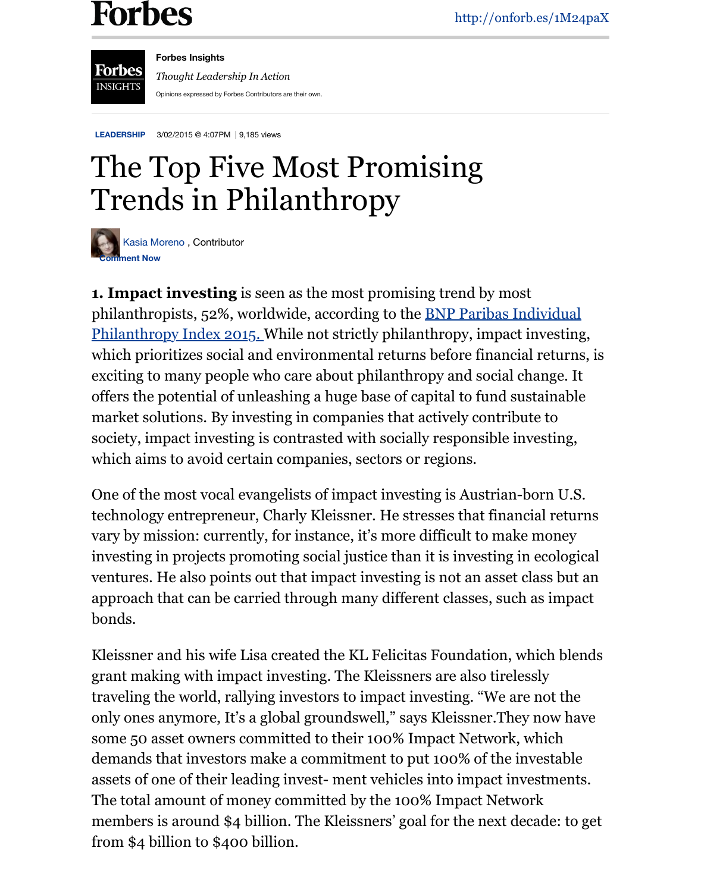Forbes

http://onforb.es/1M24paX

**Forbes Insights**

*Thought Leadership In Action*

Opinions expressed by Forbes Contributors are their own.

LEADERSHIP 3/02/2015 @ 4:07PM | 9,185 views

# The Top Five Most Promising Trends in Philanthropy

Kasia Moreno, Contributor

Comment Now

**1. Impact investing** is seen as the most promising trend by most philanthropists, 52%, worldwide, according to the [BNP Paribas Individual Philanthropy Index 2015.]() While not strictly philanthropy, impact investing, which prioritizes social and environmental returns before financial returns, is exciting to many people who care about philanthropy and social change. It offers the potential of unleashing a huge base of capital to fund sustainable market solutions. By investing in companies that actively contribute to society, impact investing is contrasted with socially responsible investing, which aims to avoid certain companies, sectors or regions.

One of the most vocal evangelists of impact investing is Austrian-born U.S. technology entrepreneur, Charly Kleissner. He stresses that financial returns vary by mission: currently, for instance, it's more difficult to make money investing in projects promoting social justice than it is investing in ecological ventures. He also points out that impact investing is not an asset class but an approach that can be carried through many different classes, such as impact bonds.

Kleissner and his wife Lisa created the KL Felicitas Foundation, which blends grant making with impact investing. The Kleissners are also tirelessly traveling the world, rallying investors to impact investing. "We are not the only ones anymore, It's a global groundswell," says Kleissner.They now have some 50 asset owners committed to their 100% Impact Network, which demands that investors make a commitment to put 100% of the investable assets of one of their leading invest- ment vehicles into impact investments. The total amount of money committed by the 100% Impact Network members is around $4 billion. The Kleissners' goal for the next decade: to get from $4 billion to $400 billion.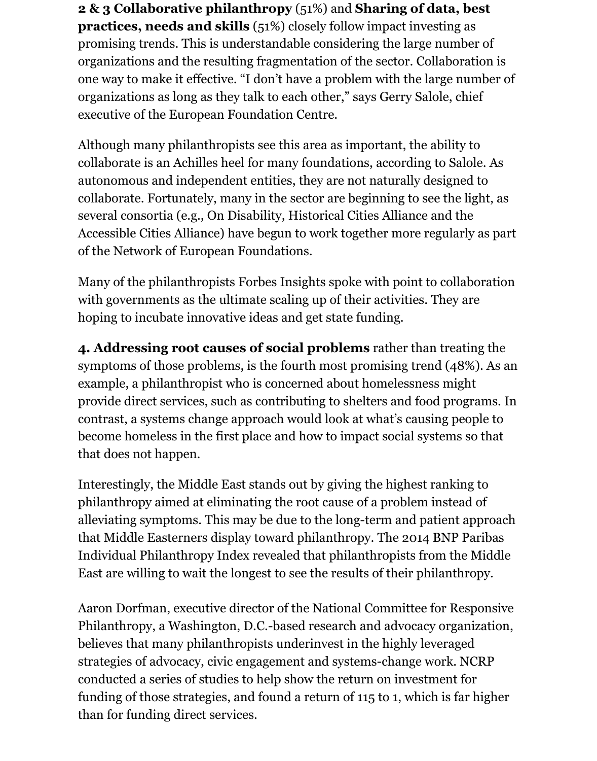**2 & 3 Collaborative philanthropy** (51%) and **Sharing of data, best practices, needs and skills** (51%) closely follow impact investing as promising trends. This is understandable considering the large number of organizations and the resulting fragmentation of the sector. Collaboration is one way to make it effective. "I don't have a problem with the large number of organizations as long as they talk to each other," says Gerry Salole, chief executive of the European Foundation Centre.

Although many philanthropists see this area as important, the ability to collaborate is an Achilles heel for many foundations, according to Salole. As autonomous and independent entities, they are not naturally designed to collaborate. Fortunately, many in the sector are beginning to see the light, as several consortia (e.g., On Disability, Historical Cities Alliance and the Accessible Cities Alliance) have begun to work together more regularly as part of the Network of European Foundations.

Many of the philanthropists Forbes Insights spoke with point to collaboration with governments as the ultimate scaling up of their activities. They are hoping to incubate innovative ideas and get state funding.

**4. Addressing root causes of social problems** rather than treating the symptoms of those problems, is the fourth most promising trend (48%). As an example, a philanthropist who is concerned about homelessness might provide direct services, such as contributing to shelters and food programs. In contrast, a systems change approach would look at what's causing people to become homeless in the first place and how to impact social systems so that that does not happen.

Interestingly, the Middle East stands out by giving the highest ranking to philanthropy aimed at eliminating the root cause of a problem instead of alleviating symptoms. This may be due to the long-term and patient approach that Middle Easterners display toward philanthropy. The 2014 BNP Paribas Individual Philanthropy Index revealed that philanthropists from the Middle East are willing to wait the longest to see the results of their philanthropy.

Aaron Dorfman, executive director of the National Committee for Responsive Philanthropy, a Washington, D.C.-based research and advocacy organization, believes that many philanthropists underinvest in the highly leveraged strategies of advocacy, civic engagement and systems-change work. NCRP conducted a series of studies to help show the return on investment for funding of those strategies, and found a return of 115 to 1, which is far higher than for funding direct services.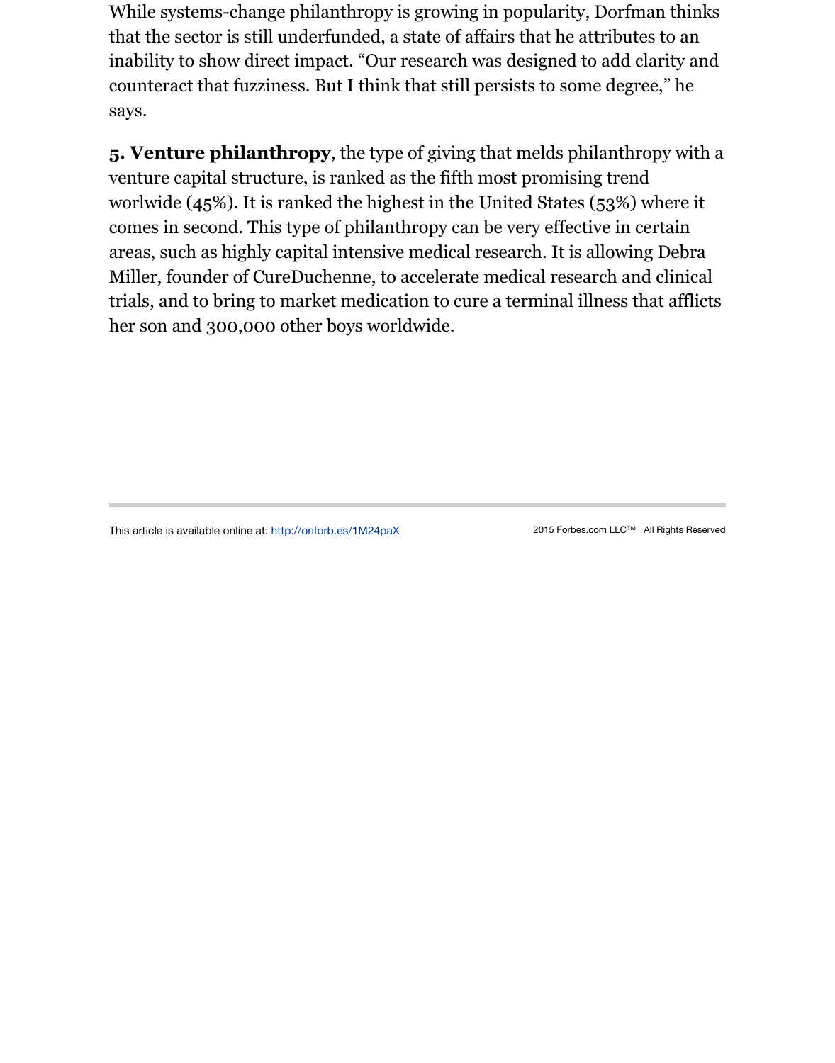While systems-change philanthropy is growing in popularity, Dorfman thinks that the sector is still underfunded, a state of affairs that he attributes to an inability to show direct impact. “Our research was designed to add clarity and counteract that fuzziness. But I think that still persists to some degree,” he says.

**5. Venture philanthropy**, the type of giving that melds philanthropy with a venture capital structure, is ranked as the fifth most promising trend worlwide (45%). It is ranked the highest in the United States (53%) where it comes in second. This type of philanthropy can be very effective in certain areas, such as highly capital intensive medical research. It is allowing Debra Miller, founder of CureDuchenne, to accelerate medical research and clinical trials, and to bring to market medication to cure a terminal illness that afflicts her son and 300,000 other boys worldwide.

---

This article is available online at: http://onforb.es/1M24paX

2015 Forbes.com LLC™ All Rights Reserved